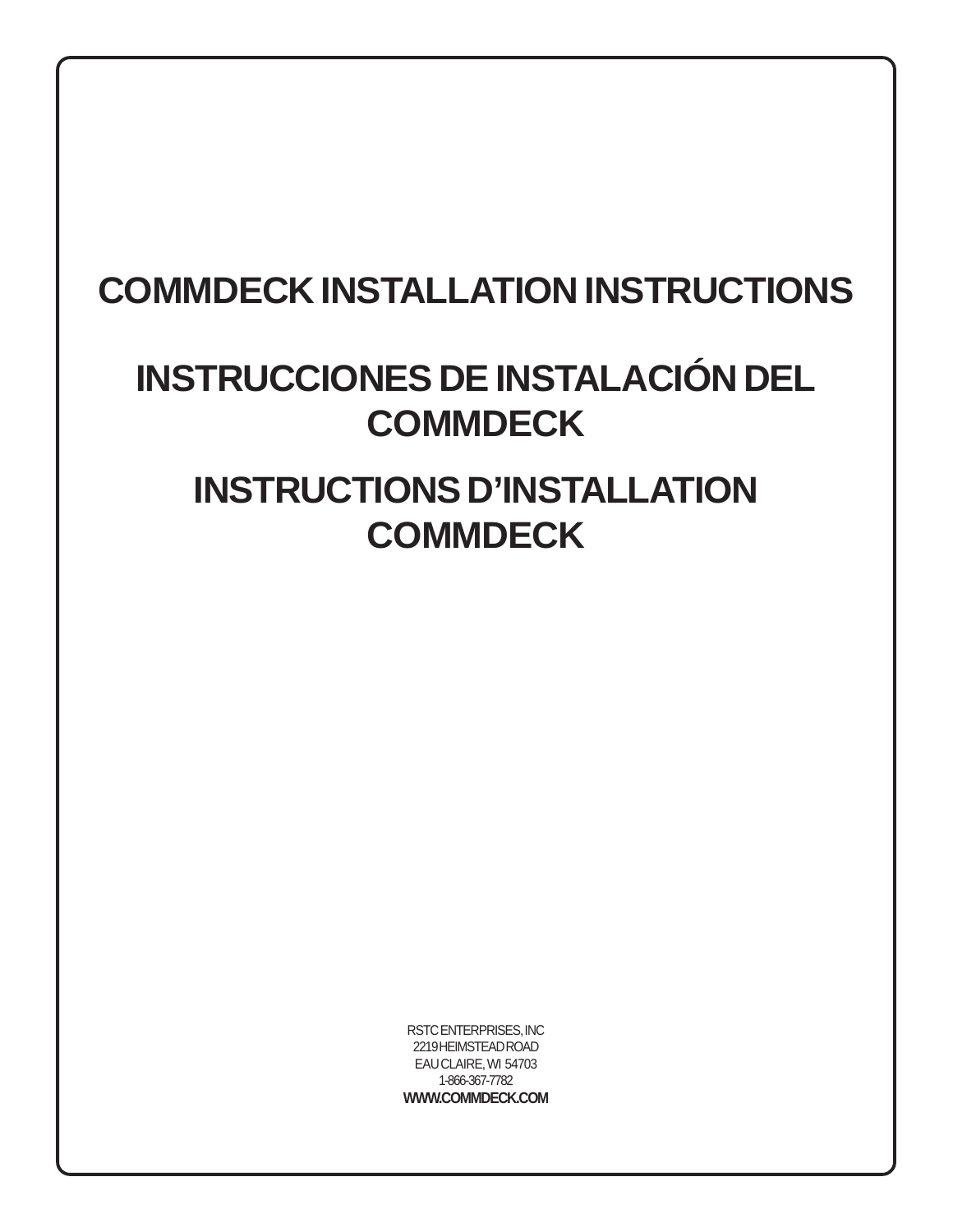# COMMDECK INSTALLATION INSTRUCTIONS

# INSTRUCCIONES DE INSTALACIÓN DEL COMMDECK

# INSTRUCTIONS D'INSTALLATION COMMDECK

RSTC ENTERPRISES, INC
2219 HEIMSTEAD ROAD
EAU CLAIRE, WI 54703
1-866-367-7782
**WWW.COMMDECK.COM**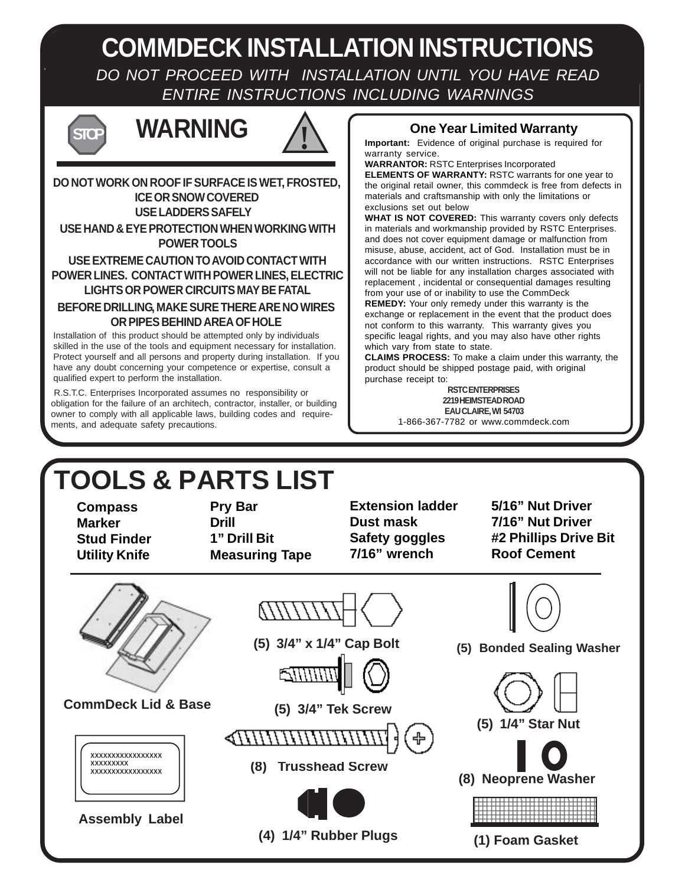# COMMDECK INSTALLATION INSTRUCTIONS

*DO NOT PROCEED WITH INSTALLATION UNTIL YOU HAVE READ ENTIRE INSTRUCTIONS INCLUDING WARNINGS*

## WARNING

**DO NOT WORK ON ROOF IF SURFACE IS WET, FROSTED, ICE OR SNOW COVERED**

**USE LADDERS SAFELY**

**USE HAND & EYE PROTECTION WHEN WORKING WITH POWER TOOLS**

**USE EXTREME CAUTION TO AVOID CONTACT WITH POWER LINES. CONTACT WITH POWER LINES, ELECTRIC LIGHTS OR POWER CIRCUITS MAY BE FATAL**

**BEFORE DRILLING, MAKE SURE THERE ARE NO WIRES OR PIPES BEHIND AREA OF HOLE**

Installation of this product should be attempted only by individuals skilled in the use of the tools and equipment necessary for installation. Protect yourself and all persons and property during installation. If you have any doubt concerning your competence or expertise, consult a qualified expert to perform the installation.

R.S.T.C. Enterprises Incorporated assumes no responsibility or obligation for the failure of an architech, contractor, installer, or building owner to comply with all applicable laws, building codes and requirements, and adequate safety precautions.

### One Year Limited Warranty

**Important:** Evidence of original purchase is required for warranty service.

**WARRANTOR:** RSTC Enterprises Incorporated

**ELEMENTS OF WARRANTY:** RSTC warrants for one year to the original retail owner, this commdeck is free from defects in materials and craftsmanship with only the limitations or exclusions set out below

**WHAT IS NOT COVERED:** This warranty covers only defects in materials and workmanship provided by RSTC Enterprises. and does not cover equipment damage or malfunction from misuse, abuse, accident, act of God. Installation must be in accordance with our written instructions. RSTC Enterprises will not be liable for any installation charges associated with replacement , incidental or consequential damages resulting from your use of or inability to use the CommDeck

**REMEDY:** Your only remedy under this warranty is the exchange or replacement in the event that the product does not conform to this warranty. This warranty gives you specific leagal rights, and you may also have other rights which vary from state to state.

**CLAIMS PROCESS:** To make a claim under this warranty, the product should be shipped postage paid, with original purchase receipt to:

**RSTC ENTERPRISES**
**2219 HEIMSTEAD ROAD**
**EAU CLAIRE, WI 54703**
1-866-367-7782 or www.commdeck.com

# TOOLS & PARTS LIST

- **Compass**
- **Marker**
- **Stud Finder**
- **Utility Knife**
- **Pry Bar**
- **Drill**
- **1" Drill Bit**
- **Measuring Tape**
- **Extension ladder**
- **Dust mask**
- **Safety goggles**
- **7/16" wrench**
- **5/16" Nut Driver**
- **7/16" Nut Driver**
- **#2 Phillips Drive Bit**
- **Roof Cement**

**CommDeck Lid & Base**

**(5) 3/4" x 1/4" Cap Bolt**

**(5) Bonded Sealing Washer**

**(5) 3/4" Tek Screw**

**(5) 1/4" Star Nut**

**(8) Trusshead Screw**

**(8) Neoprene Washer**

xxxxxxxxxxxxxxxxx
xxxxxxxxx
xxxxxxxxxxxxxxxxx

**Assembly Label**

**(4) 1/4" Rubber Plugs**

**(1) Foam Gasket**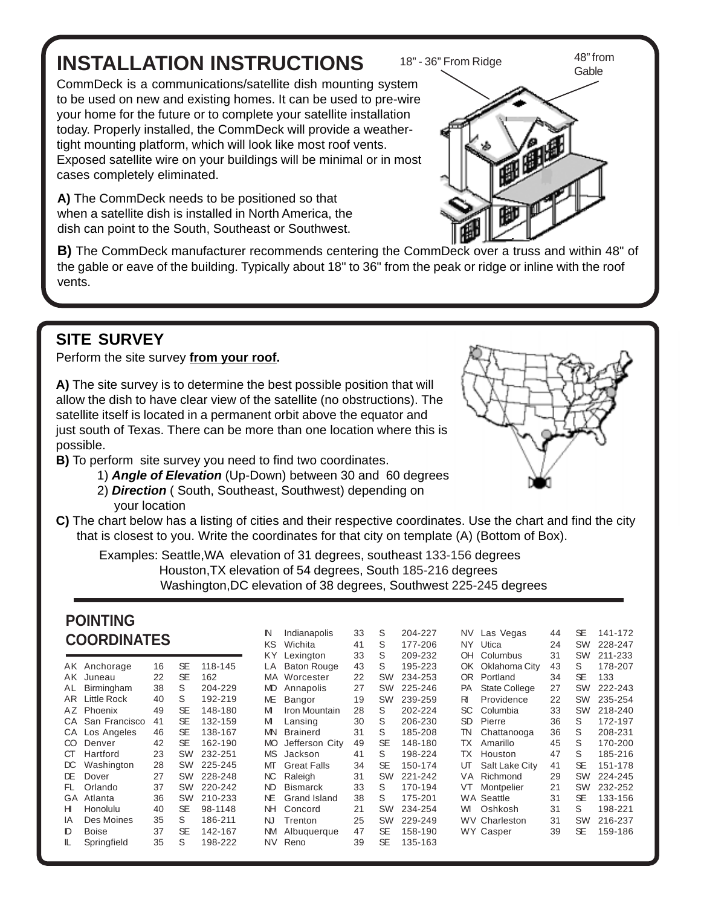# INSTALLATION INSTRUCTIONS

18" - 36" From Ridge

48" from Gable

CommDeck is a communications/satellite dish mounting system to be used on new and existing homes. It can be used to pre-wire your home for the future or to complete your satellite installation today. Properly installed, the CommDeck will provide a weather-tight mounting platform, which will look like most roof vents. Exposed satellite wire on your buildings will be minimal or in most cases completely eliminated.

**A)** The CommDeck needs to be positioned so that when a satellite dish is installed in North America, the dish can point to the South, Southeast or Southwest.

**B)** The CommDeck manufacturer recommends centering the CommDeck over a truss and within 48" of the gable or eave of the building. Typically about 18" to 36" from the peak or ridge or inline with the roof vents.

## SITE SURVEY

Perform the site survey **from your roof.**

**A)** The site survey is to determine the best possible position that will allow the dish to have clear view of the satellite (no obstructions). The satellite itself is located in a permanent orbit above the equator and just south of Texas. There can be more than one location where this is possible.

**B)** To perform site survey you need to find two coordinates.

1) ***Angle of Elevation*** (Up-Down) between 30 and 60 degrees
2) ***Direction*** ( South, Southeast, Southwest) depending on your location

**C)** The chart below has a listing of cities and their respective coordinates. Use the chart and find the city that is closest to you. Write the coordinates for that city on template (A) (Bottom of Box).

Examples: Seattle,WA elevation of 31 degrees, southeast 133-156 degrees
Houston,TX elevation of 54 degrees, South 185-216 degrees
Washington,DC elevation of 38 degrees, Southwest 225-245 degrees

## POINTING COORDINATES

| State | City | Elevation | Direction | Degrees |
|---|---|---|---|---|
| AK | Anchorage | 16 | SE | 118-145 |
| AK | Juneau | 22 | SE | 162 |
| AL | Birmingham | 38 | S | 204-229 |
| AR | Little Rock | 40 | S | 192-219 |
| AZ | Phoenix | 49 | SE | 148-180 |
| CA | San Francisco | 41 | SE | 132-159 |
| CA | Los Angeles | 46 | SE | 138-167 |
| CO | Denver | 42 | SE | 162-190 |
| CT | Hartford | 23 | SW | 232-251 |
| DC | Washington | 28 | SW | 225-245 |
| DE | Dover | 27 | SW | 228-248 |
| FL | Orlando | 37 | SW | 220-242 |
| GA | Atlanta | 36 | SW | 210-233 |
| HI | Honolulu | 40 | SE | 98-1148 |
| IA | Des Moines | 35 | S | 186-211 |
| ID | Boise | 37 | SE | 142-167 |
| IL | Springfield | 35 | S | 198-222 |
| IN | Indianapolis | 33 | S | 204-227 |
| KS | Wichita | 41 | S | 177-206 |
| KY | Lexington | 33 | S | 209-232 |
| LA | Baton Rouge | 43 | S | 195-223 |
| MA | Worcester | 22 | SW | 234-253 |
| MD | Annapolis | 27 | SW | 225-246 |
| ME | Bangor | 19 | SW | 239-259 |
| MI | Iron Mountain | 28 | S | 202-224 |
| MI | Lansing | 30 | S | 206-230 |
| MN | Brainerd | 31 | S | 185-208 |
| MO | Jefferson City | 49 | SE | 148-180 |
| MS | Jackson | 41 | S | 198-224 |
| MT | Great Falls | 34 | SE | 150-174 |
| NC | Raleigh | 31 | SW | 221-242 |
| ND | Bismarck | 33 | S | 170-194 |
| NE | Grand Island | 38 | S | 175-201 |
| NH | Concord | 21 | SW | 234-254 |
| NJ | Trenton | 25 | SW | 229-249 |
| NM | Albuquerque | 47 | SE | 158-190 |
| NV | Reno | 39 | SE | 135-163 |
| NV | Las Vegas | 44 | SE | 141-172 |
| NY | Utica | 24 | SW | 228-247 |
| OH | Columbus | 31 | SW | 211-233 |
| OK | Oklahoma City | 43 | S | 178-207 |
| OR | Portland | 34 | SE | 133 |
| PA | State College | 27 | SW | 222-243 |
| RI | Providence | 22 | SW | 235-254 |
| SC | Columbia | 33 | SW | 218-240 |
| SD | Pierre | 36 | S | 172-197 |
| TN | Chattanooga | 36 | S | 208-231 |
| TX | Amarillo | 45 | S | 170-200 |
| TX | Houston | 47 | S | 185-216 |
| UT | Salt Lake City | 41 | SE | 151-178 |
| VA | Richmond | 29 | SW | 224-245 |
| VT | Montpelier | 21 | SW | 232-252 |
| WA | Seattle | 31 | SE | 133-156 |
| WI | Oshkosh | 31 | S | 198-221 |
| WV | Charleston | 31 | SW | 216-237 |
| WY | Casper | 39 | SE | 159-186 |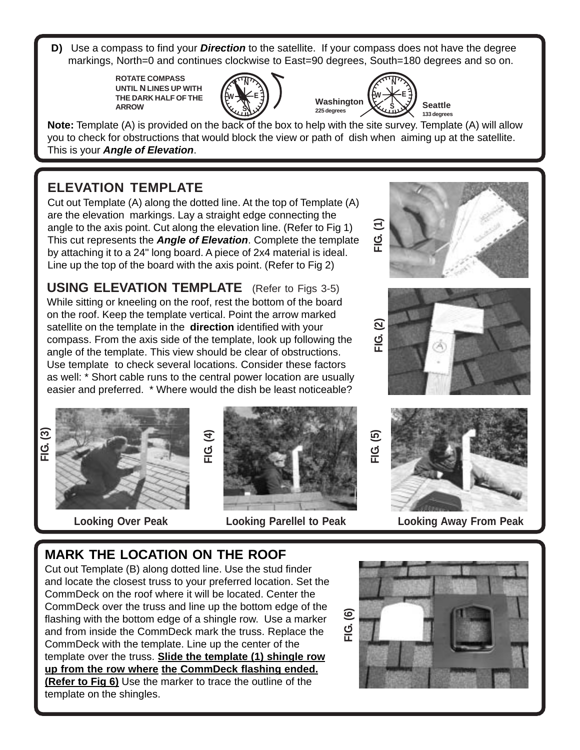**D)** Use a compass to find your ***Direction*** to the satellite. If your compass does not have the degree markings, North=0 and continues clockwise to East=90 degrees, South=180 degrees and so on.

**ROTATE COMPASS UNTIL N LINES UP WITH THE DARK HALF OF THE ARROW**

**Washington** 225 degrees

**Seattle** 133 degrees

**Note:** Template (A) is provided on the back of the box to help with the site survey. Template (A) will allow you to check for obstructions that would block the view or path of dish when aiming up at the satellite. This is your ***Angle of Elevation***.

## ELEVATION TEMPLATE

Cut out Template (A) along the dotted line. At the top of Template (A) are the elevation markings. Lay a straight edge connecting the angle to the axis point. Cut along the elevation line. (Refer to Fig 1) This cut represents the ***Angle of Elevation***. Complete the template by attaching it to a 24" long board. A piece of 2x4 material is ideal. Line up the top of the board with the axis point. (Refer to Fig 2)

FIG. (1)

FIG. (2)

## USING ELEVATION TEMPLATE (Refer to Figs 3-5)

While sitting or kneeling on the roof, rest the bottom of the board on the roof. Keep the template vertical. Point the arrow marked satellite on the template in the **direction** identified with your compass. From the axis side of the template, look up following the angle of the template. This view should be clear of obstructions. Use template to check several locations. Consider these factors as well: * Short cable runs to the central power location are usually easier and preferred. * Where would the dish be least noticeable?

FIG. (3) Looking Over Peak

FIG. (4) Looking Parellel to Peak

FIG. (5) Looking Away From Peak

## MARK THE LOCATION ON THE ROOF

Cut out Template (B) along dotted line. Use the stud finder and locate the closest truss to your preferred location. Set the CommDeck on the roof where it will be located. Center the CommDeck over the truss and line up the bottom edge of the flashing with the bottom edge of a shingle row. Use a marker and from inside the CommDeck mark the truss. Replace the CommDeck with the template. Line up the center of the template over the truss. **Slide the template (1) shingle row up from the row where the CommDeck flashing ended. (Refer to Fig 6)** Use the marker to trace the outline of the template on the shingles.

FIG. (6)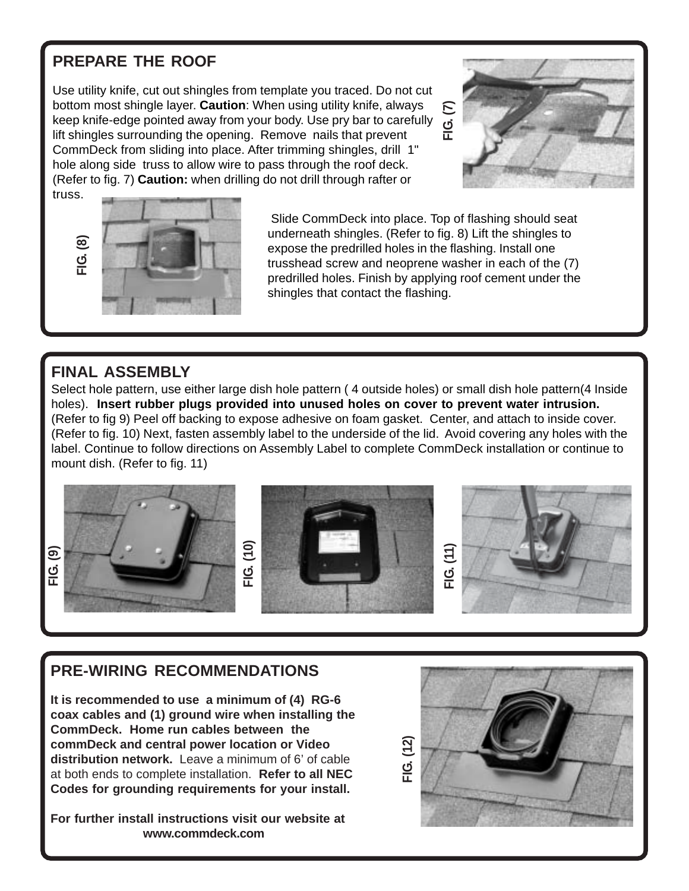## PREPARE THE ROOF

Use utility knife, cut out shingles from template you traced. Do not cut bottom most shingle layer. **Caution**: When using utility knife, always keep knife-edge pointed away from your body. Use pry bar to carefully lift shingles surrounding the opening. Remove nails that prevent CommDeck from sliding into place. After trimming shingles, drill 1" hole along side truss to allow wire to pass through the roof deck. (Refer to fig. 7) **Caution:** when drilling do not drill through rafter or truss.

FIG. (7)

FIG. (8)

Slide CommDeck into place. Top of flashing should seat underneath shingles. (Refer to fig. 8) Lift the shingles to expose the predrilled holes in the flashing. Install one trusshead screw and neoprene washer in each of the (7) predrilled holes. Finish by applying roof cement under the shingles that contact the flashing.

## FINAL ASSEMBLY

Select hole pattern, use either large dish hole pattern ( 4 outside holes) or small dish hole pattern(4 Inside holes). **Insert rubber plugs provided into unused holes on cover to prevent water intrusion.** (Refer to fig 9) Peel off backing to expose adhesive on foam gasket. Center, and attach to inside cover. (Refer to fig. 10) Next, fasten assembly label to the underside of the lid. Avoid covering any holes with the label. Continue to follow directions on Assembly Label to complete CommDeck installation or continue to mount dish. (Refer to fig. 11)

FIG. (9)

FIG. (10)

FIG. (11)

## PRE-WIRING RECOMMENDATIONS

**It is recommended to use a minimum of (4) RG-6 coax cables and (1) ground wire when installing the CommDeck. Home run cables between the commDeck and central power location or Video distribution network.** Leave a minimum of 6' of cable at both ends to complete installation. **Refer to all NEC Codes for grounding requirements for your install.**

**For further install instructions visit our website at www.commdeck.com**

FIG. (12)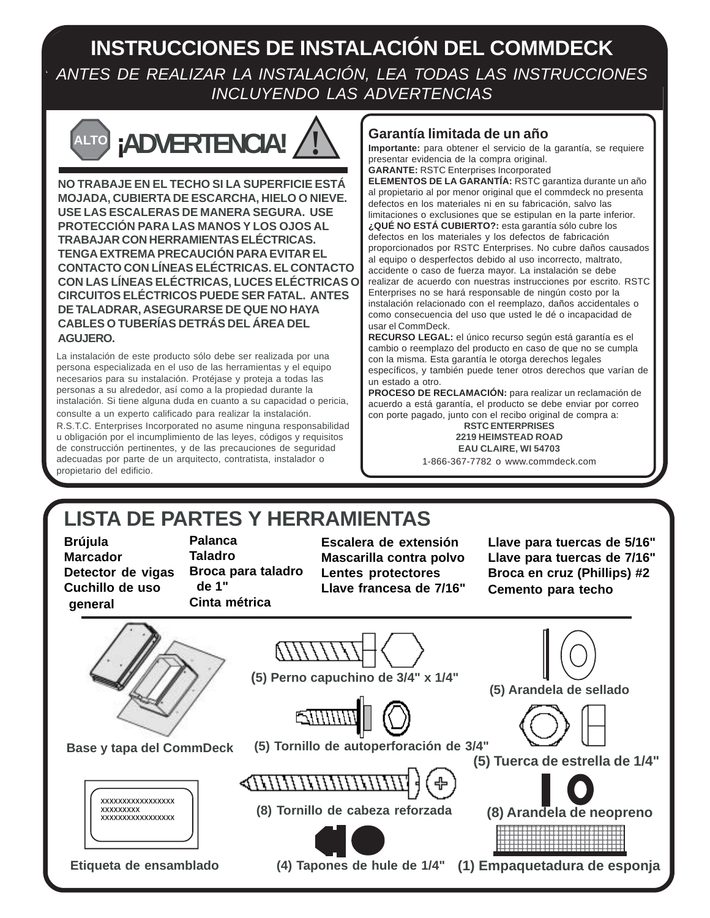# INSTRUCCIONES DE INSTALACIÓN DEL COMMDECK

*ANTES DE REALIZAR LA INSTALACIÓN, LEA TODAS LAS INSTRUCCIONES INCLUYENDO LAS ADVERTENCIAS*

## ALTO ¡ADVERTENCIA!

**NO TRABAJE EN EL TECHO SI LA SUPERFICIE ESTÁ MOJADA, CUBIERTA DE ESCARCHA, HIELO O NIEVE. USE LAS ESCALERAS DE MANERA SEGURA. USE PROTECCIÓN PARA LAS MANOS Y LOS OJOS AL TRABAJAR CON HERRAMIENTAS ELÉCTRICAS. TENGA EXTREMA PRECAUCIÓN PARA EVITAR EL CONTACTO CON LÍNEAS ELÉCTRICAS. EL CONTACTO CON LAS LÍNEAS ELÉCTRICAS, LUCES ELÉCTRICAS O CIRCUITOS ELÉCTRICOS PUEDE SER FATAL. ANTES DE TALADRAR, ASEGURARSE DE QUE NO HAYA CABLES O TUBERÍAS DETRÁS DEL ÁREA DEL AGUJERO.**

La instalación de este producto sólo debe ser realizada por una persona especializada en el uso de las herramientas y el equipo necesarios para su instalación. Protéjase y proteja a todas las personas a su alrededor, así como a la propiedad durante la instalación. Si tiene alguna duda en cuanto a su capacidad o pericia, consulte a un experto calificado para realizar la instalación.

R.S.T.C. Enterprises Incorporated no asume ninguna responsabilidad u obligación por el incumplimiento de las leyes, códigos y requisitos de construcción pertinentes, y de las precauciones de seguridad adecuadas por parte de un arquitecto, contratista, instalador o propietario del edificio.

## Garantía limitada de un año

**Importante:** para obtener el servicio de la garantía, se requiere presentar evidencia de la compra original.

**GARANTE:** RSTC Enterprises Incorporated

**ELEMENTOS DE LA GARANTÍA:** RSTC garantiza durante un año al propietario al por menor original que el commdeck no presenta defectos en los materiales ni en su fabricación, salvo las limitaciones o exclusiones que se estipulan en la parte inferior.

**¿QUÉ NO ESTÁ CUBIERTO?:** esta garantía sólo cubre los defectos en los materiales y los defectos de fabricación proporcionados por RSTC Enterprises. No cubre daños causados al equipo o desperfectos debido al uso incorrecto, maltrato, accidente o caso de fuerza mayor. La instalación se debe realizar de acuerdo con nuestras instrucciones por escrito. RSTC Enterprises no se hará responsable de ningún costo por la instalación relacionado con el reemplazo, daños accidentales o como consecuencia del uso que usted le dé o incapacidad de usar el CommDeck.

**RECURSO LEGAL:** el único recurso según está garantía es el cambio o reemplazo del producto en caso de que no se cumpla con la misma. Esta garantía le otorga derechos legales específicos, y también puede tener otros derechos que varían de un estado a otro.

**PROCESO DE RECLAMACIÓN:** para realizar un reclamación de acuerdo a está garantía, el producto se debe enviar por correo con porte pagado, junto con el recibo original de compra a:

**RSTC ENTERPRISES**
**2219 HEIMSTEAD ROAD**
**EAU CLAIRE, WI 54703**
1-866-367-7782 o www.commdeck.com

## LISTA DE PARTES Y HERRAMIENTAS

- Brújula
- Marcador
- Detector de vigas
- Cuchillo de uso general
- Palanca
- Taladro
- Broca para taladro de 1"
- Cinta métrica
- Escalera de extensión
- Mascarilla contra polvo
- Lentes protectores
- Llave francesa de 7/16"
- Llave para tuercas de 5/16"
- Llave para tuercas de 7/16"
- Broca en cruz (Phillips) #2
- Cemento para techo

Base y tapa del CommDeck

(5) Perno capuchino de 3/4" x 1/4"

(5) Arandela de sellado

(5) Tornillo de autoperforación de 3/4"

(5) Tuerca de estrella de 1/4"

(8) Tornillo de cabeza reforzada

(8) Arandela de neopreno

Etiqueta de ensamblado

(4) Tapones de hule de 1/4"

(1) Empaquetadura de esponja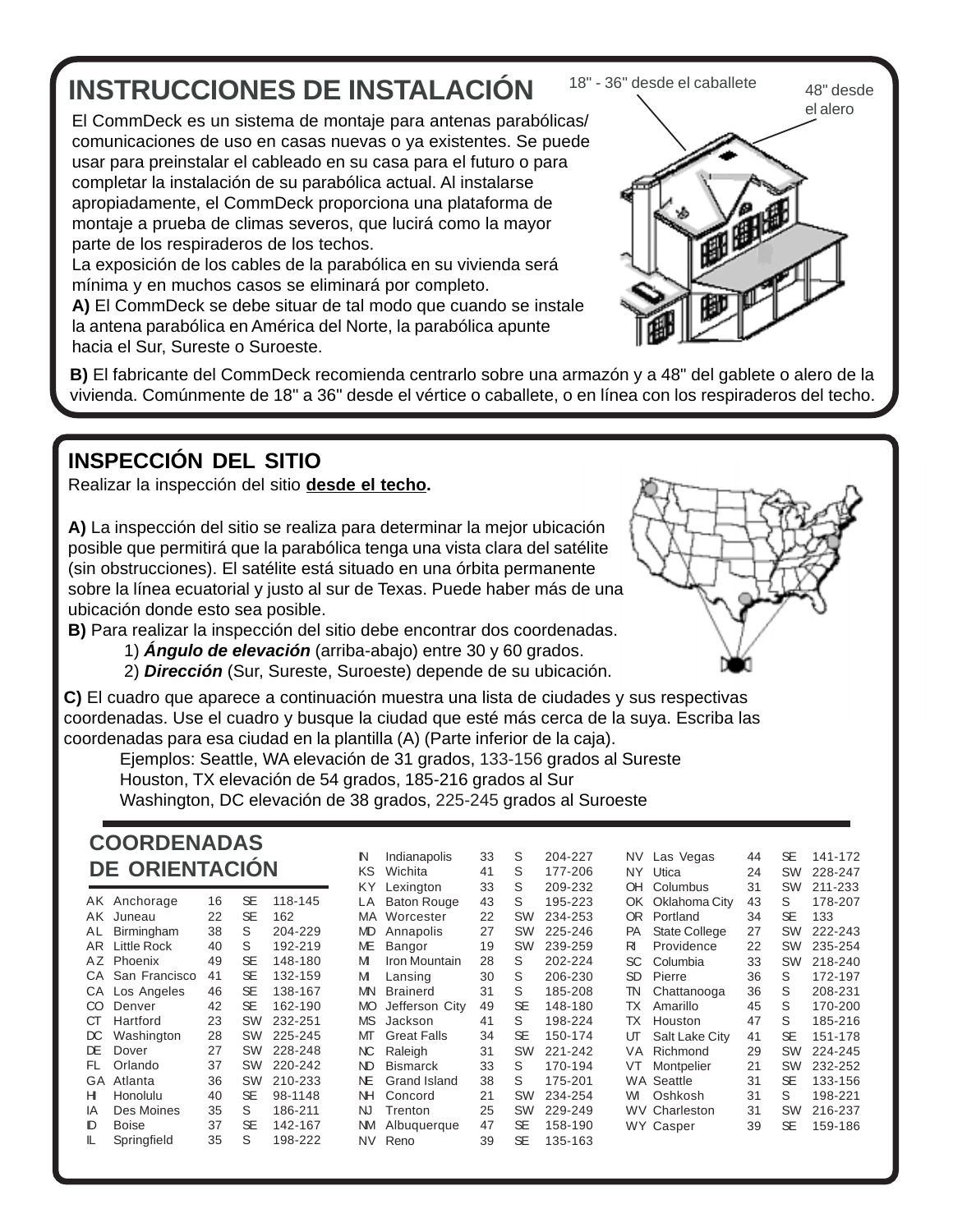## INSTRUCCIONES DE INSTALACIÓN

18" - 36" desde el caballete

48" desde el alero

El CommDeck es un sistema de montaje para antenas parabólicas/ comunicaciones de uso en casas nuevas o ya existentes. Se puede usar para preinstalar el cableado en su casa para el futuro o para completar la instalación de su parabólica actual. Al instalarse apropiadamente, el CommDeck proporciona una plataforma de montaje a prueba de climas severos, que lucirá como la mayor parte de los respiraderos de los techos.
La exposición de los cables de la parabólica en su vivienda será mínima y en muchos casos se eliminará por completo.

**A)** El CommDeck se debe situar de tal modo que cuando se instale la antena parabólica en América del Norte, la parabólica apunte hacia el Sur, Sureste o Suroeste.

**B)** El fabricante del CommDeck recomienda centrarlo sobre una armazón y a 48" del gablete o alero de la vivienda. Comúnmente de 18" a 36" desde el vértice o caballete, o en línea con los respiraderos del techo.

## INSPECCIÓN DEL SITIO

Realizar la inspección del sitio **desde el techo**.

**A)** La inspección del sitio se realiza para determinar la mejor ubicación posible que permitirá que la parabólica tenga una vista clara del satélite (sin obstrucciones). El satélite está situado en una órbita permanente sobre la línea ecuatorial y justo al sur de Texas. Puede haber más de una ubicación donde esto sea posible.

**B)** Para realizar la inspección del sitio debe encontrar dos coordenadas.

1) ***Ángulo de elevación*** (arriba-abajo) entre 30 y 60 grados.
2) ***Dirección*** (Sur, Sureste, Suroeste) depende de su ubicación.

**C)** El cuadro que aparece a continuación muestra una lista de ciudades y sus respectivas coordenadas. Use el cuadro y busque la ciudad que esté más cerca de la suya. Escriba las coordenadas para esa ciudad en la plantilla (A) (Parte inferior de la caja).

Ejemplos: Seattle, WA elevación de 31 grados, 133-156 grados al Sureste
Houston, TX elevación de 54 grados, 185-216 grados al Sur
Washington, DC elevación de 38 grados, 225-245 grados al Suroeste

## COORDENADAS DE ORIENTACIÓN

| Estado | Ciudad | Elevación | Dirección | Grados |
|---|---|---|---|---|
| AK | Anchorage | 16 | SE | 118-145 |
| AK | Juneau | 22 | SE | 162 |
| AL | Birmingham | 38 | S | 204-229 |
| AR | Little Rock | 40 | S | 192-219 |
| AZ | Phoenix | 49 | SE | 148-180 |
| CA | San Francisco | 41 | SE | 132-159 |
| CA | Los Angeles | 46 | SE | 138-167 |
| CO | Denver | 42 | SE | 162-190 |
| CT | Hartford | 23 | SW | 232-251 |
| DC | Washington | 28 | SW | 225-245 |
| DE | Dover | 27 | SW | 228-248 |
| FL | Orlando | 37 | SW | 220-242 |
| GA | Atlanta | 36 | SW | 210-233 |
| HI | Honolulu | 40 | SE | 98-1148 |
| IA | Des Moines | 35 | S | 186-211 |
| ID | Boise | 37 | SE | 142-167 |
| IL | Springfield | 35 | S | 198-222 |
| IN | Indianapolis | 33 | S | 204-227 |
| KS | Wichita | 41 | S | 177-206 |
| KY | Lexington | 33 | S | 209-232 |
| LA | Baton Rouge | 43 | S | 195-223 |
| MA | Worcester | 22 | SW | 234-253 |
| MD | Annapolis | 27 | SW | 225-246 |
| ME | Bangor | 19 | SW | 239-259 |
| MI | Iron Mountain | 28 | S | 202-224 |
| MI | Lansing | 30 | S | 206-230 |
| MN | Brainerd | 31 | S | 185-208 |
| MO | Jefferson City | 49 | SE | 148-180 |
| MS | Jackson | 41 | S | 198-224 |
| MT | Great Falls | 34 | SE | 150-174 |
| NC | Raleigh | 31 | SW | 221-242 |
| ND | Bismarck | 33 | S | 170-194 |
| NE | Grand Island | 38 | S | 175-201 |
| NH | Concord | 21 | SW | 234-254 |
| NJ | Trenton | 25 | SW | 229-249 |
| NM | Albuquerque | 47 | SE | 158-190 |
| NV | Reno | 39 | SE | 135-163 |
| NV | Las Vegas | 44 | SE | 141-172 |
| NY | Utica | 24 | SW | 228-247 |
| OH | Columbus | 31 | SW | 211-233 |
| OK | Oklahoma City | 43 | S | 178-207 |
| OR | Portland | 34 | SE | 133 |
| PA | State College | 27 | SW | 222-243 |
| RI | Providence | 22 | SW | 235-254 |
| SC | Columbia | 33 | SW | 218-240 |
| SD | Pierre | 36 | S | 172-197 |
| TN | Chattanooga | 36 | S | 208-231 |
| TX | Amarillo | 45 | S | 170-200 |
| TX | Houston | 47 | S | 185-216 |
| UT | Salt Lake City | 41 | SE | 151-178 |
| VA | Richmond | 29 | SW | 224-245 |
| VT | Montpelier | 21 | SW | 232-252 |
| WA | Seattle | 31 | SE | 133-156 |
| WI | Oshkosh | 31 | S | 198-221 |
| WV | Charleston | 31 | SW | 216-237 |
| WY | Casper | 39 | SE | 159-186 |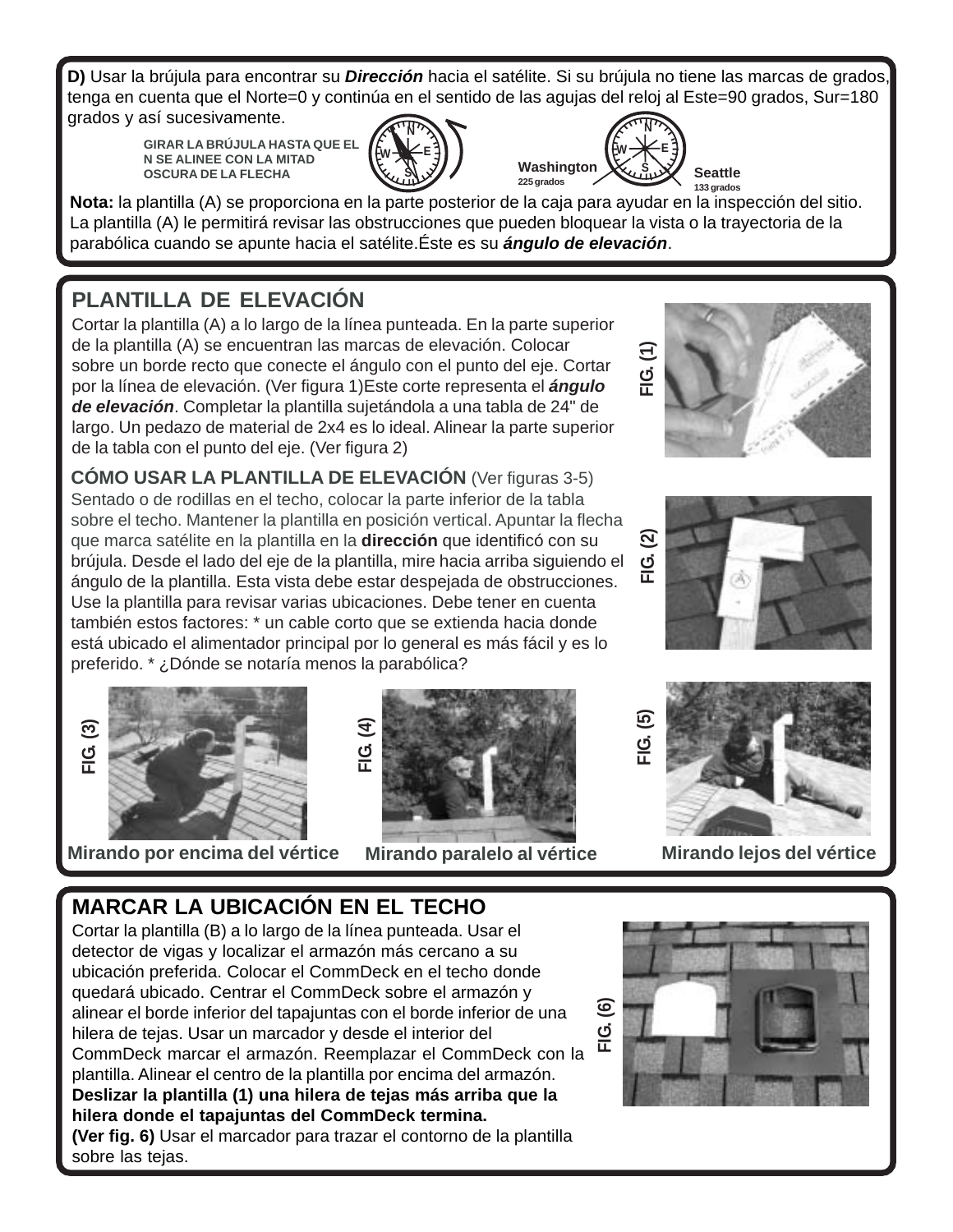**D)** Usar la brújula para encontrar su ***Dirección*** hacia el satélite. Si su brújula no tiene las marcas de grados, tenga en cuenta que el Norte=0 y continúa en el sentido de las agujas del reloj al Este=90 grados, Sur=180 grados y así sucesivamente.

GIRAR LA BRÚJULA HASTA QUE EL N SE ALINEE CON LA MITAD OSCURA DE LA FLECHA

Washington 225 grados

Seattle 133 grados

**Nota:** la plantilla (A) se proporciona en la parte posterior de la caja para ayudar en la inspección del sitio. La plantilla (A) le permitirá revisar las obstrucciones que pueden bloquear la vista o la trayectoria de la parabólica cuando se apunte hacia el satélite.Éste es su ***ángulo de elevación***.

## PLANTILLA DE ELEVACIÓN

Cortar la plantilla (A) a lo largo de la línea punteada. En la parte superior de la plantilla (A) se encuentran las marcas de elevación. Colocar sobre un borde recto que conecte el ángulo con el punto del eje. Cortar por la línea de elevación. (Ver figura 1)Este corte representa el ***ángulo de elevación***. Completar la plantilla sujetándola a una tabla de 24" de largo. Un pedazo de material de 2x4 es lo ideal. Alinear la parte superior de la tabla con el punto del eje. (Ver figura 2)

FIG. (1)

FIG. (2)

### CÓMO USAR LA PLANTILLA DE ELEVACIÓN (Ver figuras 3-5)

Sentado o de rodillas en el techo, colocar la parte inferior de la tabla sobre el techo. Mantener la plantilla en posición vertical. Apuntar la flecha que marca satélite en la plantilla en la **dirección** que identificó con su brújula. Desde el lado del eje de la plantilla, mire hacia arriba siguiendo el ángulo de la plantilla. Esta vista debe estar despejada de obstrucciones. Use la plantilla para revisar varias ubicaciones. Debe tener en cuenta también estos factores: * un cable corto que se extienda hacia donde está ubicado el alimentador principal por lo general es más fácil y es lo preferido. * ¿Dónde se notaría menos la parabólica?

FIG. (3)
**Mirando por encima del vértice**

FIG. (4)
**Mirando paralelo al vértice**

FIG. (5)
**Mirando lejos del vértice**

## MARCAR LA UBICACIÓN EN EL TECHO

Cortar la plantilla (B) a lo largo de la línea punteada. Usar el detector de vigas y localizar el armazón más cercano a su ubicación preferida. Colocar el CommDeck en el techo donde quedará ubicado. Centrar el CommDeck sobre el armazón y alinear el borde inferior del tapajuntas con el borde inferior de una hilera de tejas. Usar un marcador y desde el interior del CommDeck marcar el armazón. Reemplazar el CommDeck con la plantilla. Alinear el centro de la plantilla por encima del armazón. **Deslizar la plantilla (1) una hilera de tejas más arriba que la hilera donde el tapajuntas del CommDeck termina.**
**(Ver fig. 6)** Usar el marcador para trazar el contorno de la plantilla sobre las tejas.

FIG. (6)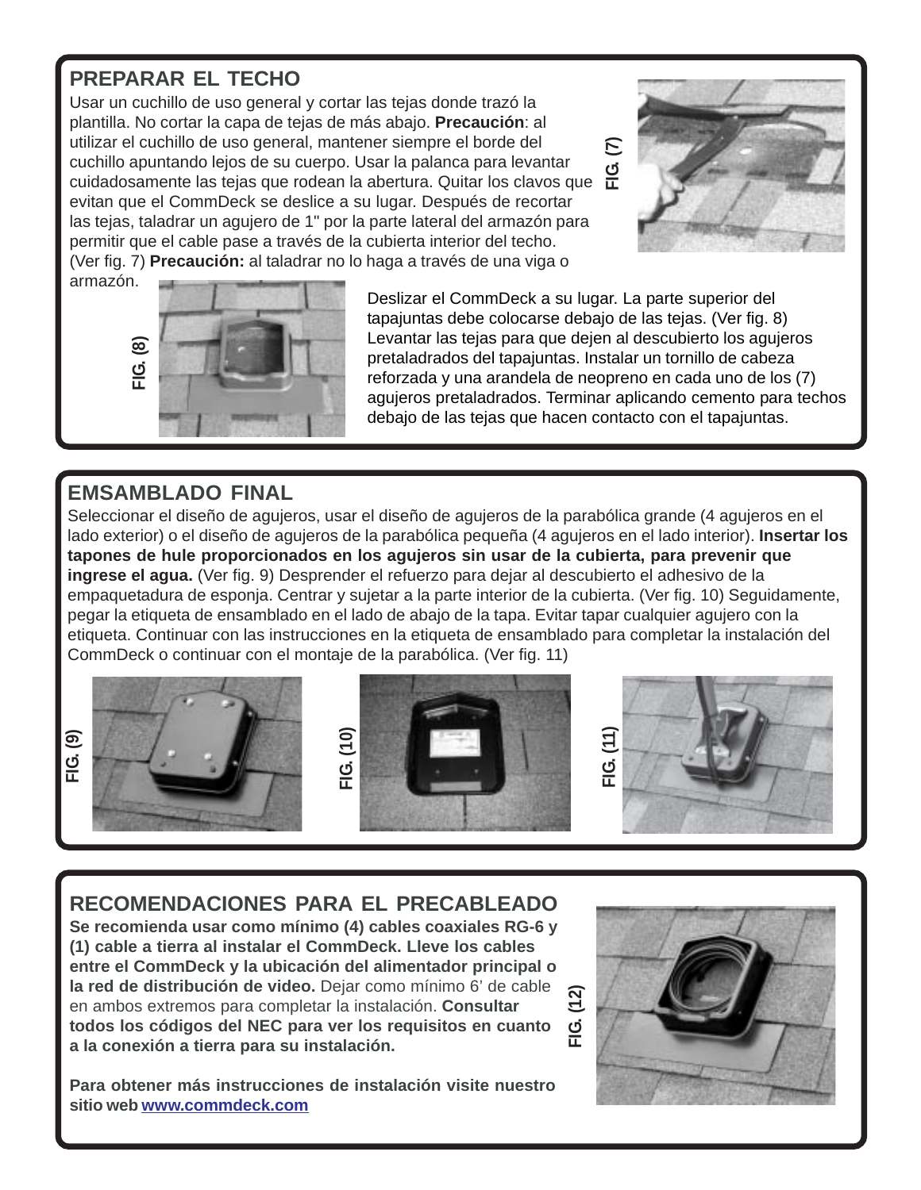## PREPARAR EL TECHO

Usar un cuchillo de uso general y cortar las tejas donde trazó la plantilla. No cortar la capa de tejas de más abajo. **Precaución**: al utilizar el cuchillo de uso general, mantener siempre el borde del cuchillo apuntando lejos de su cuerpo. Usar la palanca para levantar cuidadosamente las tejas que rodean la abertura. Quitar los clavos que evitan que el CommDeck se deslice a su lugar. Después de recortar las tejas, taladrar un agujero de 1" por la parte lateral del armazón para permitir que el cable pase a través de la cubierta interior del techo. (Ver fig. 7) **Precaución:** al taladrar no lo haga a través de una viga o armazón.

FIG. (7)

FIG. (8)

Deslizar el CommDeck a su lugar. La parte superior del tapajuntas debe colocarse debajo de las tejas. (Ver fig. 8) Levantar las tejas para que dejen al descubierto los agujeros pretaladrados del tapajuntas. Instalar un tornillo de cabeza reforzada y una arandela de neopreno en cada uno de los (7) agujeros pretaladrados. Terminar aplicando cemento para techos debajo de las tejas que hacen contacto con el tapajuntas.

## EMSAMBLADO FINAL

Seleccionar el diseño de agujeros, usar el diseño de agujeros de la parabólica grande (4 agujeros en el lado exterior) o el diseño de agujeros de la parabólica pequeña (4 agujeros en el lado interior). **Insertar los tapones de hule proporcionados en los agujeros sin usar de la cubierta, para prevenir que ingrese el agua.** (Ver fig. 9) Desprender el refuerzo para dejar al descubierto el adhesivo de la empaquetadura de esponja. Centrar y sujetar a la parte interior de la cubierta. (Ver fig. 10) Seguidamente, pegar la etiqueta de ensamblado en el lado de abajo de la tapa. Evitar tapar cualquier agujero con la etiqueta. Continuar con las instrucciones en la etiqueta de ensamblado para completar la instalación del CommDeck o continuar con el montaje de la parabólica. (Ver fig. 11)

FIG. (9)

FIG. (10)

FIG. (11)

## RECOMENDACIONES PARA EL PRECABLEADO

**Se recomienda usar como mínimo (4) cables coaxiales RG-6 y (1) cable a tierra al instalar el CommDeck. Lleve los cables entre el CommDeck y la ubicación del alimentador principal o la red de distribución de video.** Dejar como mínimo 6' de cable en ambos extremos para completar la instalación. **Consultar todos los códigos del NEC para ver los requisitos en cuanto a la conexión a tierra para su instalación.**

FIG. (12)

**Para obtener más instrucciones de instalación visite nuestro sitio web [www.commdeck.com](http://www.commdeck.com)**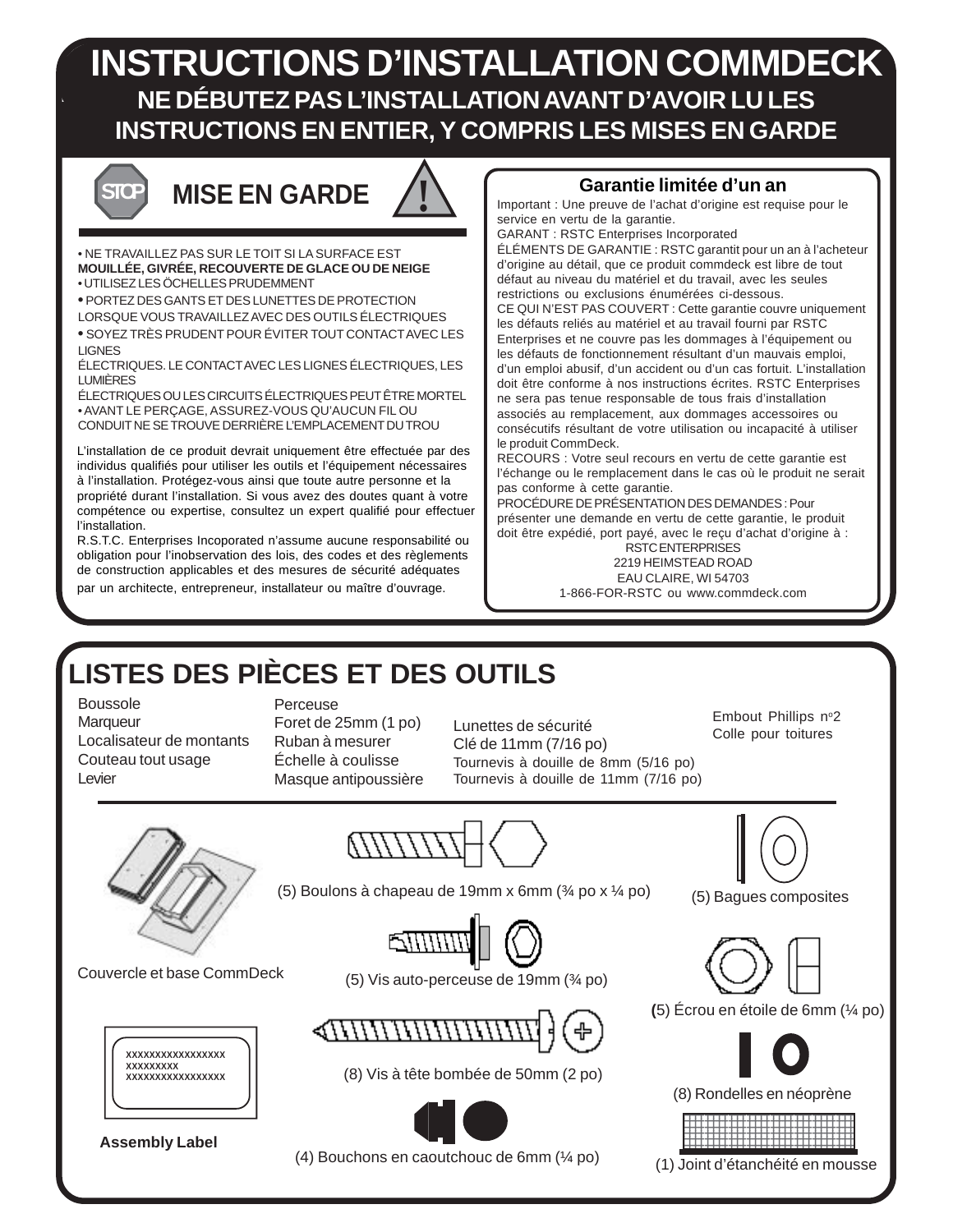# INSTRUCTIONS D'INSTALLATION COMMDECK

## NE DÉBUTEZ PAS L'INSTALLATION AVANT D'AVOIR LU LES INSTRUCTIONS EN ENTIER, Y COMPRIS LES MISES EN GARDE

### MISE EN GARDE

- NE TRAVAILLEZ PAS SUR LE TOIT SI LA SURFACE EST **MOUILLÉE, GIVRÉE, RECOUVERTE DE GLACE OU DE NEIGE**
- UTILISEZ LES ÖCHELLES PRUDEMMENT
- PORTEZ DES GANTS ET DES LUNETTES DE PROTECTION LORSQUE VOUS TRAVAILLEZ AVEC DES OUTILS ÉLECTRIQUES
- SOYEZ TRÈS PRUDENT POUR ÉVITER TOUT CONTACT AVEC LES LIGNES ÉLECTRIQUES. LE CONTACT AVEC LES LIGNES ÉLECTRIQUES, LES LUMIÈRES ÉLECTRIQUES OU LES CIRCUITS ÉLECTRIQUES PEUT ÊTRE MORTEL
- AVANT LE PERÇAGE, ASSUREZ-VOUS QU'AUCUN FIL OU CONDUIT NE SE TROUVE DERRIÈRE L'EMPLACEMENT DU TROU

L'installation de ce produit devrait uniquement être effectuée par des individus qualifiés pour utiliser les outils et l'équipement nécessaires à l'installation. Protégez-vous ainsi que toute autre personne et la propriété durant l'installation. Si vous avez des doutes quant à votre compétence ou expertise, consultez un expert qualifié pour effectuer l'installation.

R.S.T.C. Enterprises Incoporated n'assume aucune responsabilité ou obligation pour l'inobservation des lois, des codes et des règlements de construction applicables et des mesures de sécurité adéquates par un architecte, entrepreneur, installateur ou maître d'ouvrage.

### Garantie limitée d'un an

Important : Une preuve de l'achat d'origine est requise pour le service en vertu de la garantie.

GARANT : RSTC Enterprises Incorporated

ÉLÉMENTS DE GARANTIE : RSTC garantit pour un an à l'acheteur d'origine au détail, que ce produit commdeck est libre de tout défaut au niveau du matériel et du travail, avec les seules restrictions ou exclusions énumérées ci-dessous.

CE QUI N'EST PAS COUVERT : Cette garantie couvre uniquement les défauts reliés au matériel et au travail fourni par RSTC Enterprises et ne couvre pas les dommages à l'équipement ou les défauts de fonctionnement résultant d'un mauvais emploi, d'un emploi abusif, d'un accident ou d'un cas fortuit. L'installation doit être conforme à nos instructions écrites. RSTC Enterprises ne sera pas tenue responsable de tous frais d'installation associés au remplacement, aux dommages accessoires ou consécutifs résultant de votre utilisation ou incapacité à utiliser le produit CommDeck.

RECOURS : Votre seul recours en vertu de cette garantie est l'échange ou le remplacement dans le cas où le produit ne serait pas conforme à cette garantie.

PROCÉDURE DE PRÉSENTATION DES DEMANDES : Pour présenter une demande en vertu de cette garantie, le produit doit être expédié, port payé, avec le reçu d'achat d'origine à :

RSTC ENTERPRISES
2219 HEIMSTEAD ROAD
EAU CLAIRE, WI 54703
1-866-FOR-RSTC ou www.commdeck.com

## LISTES DES PIÈCES ET DES OUTILS

- Boussole
- Marqueur
- Localisateur de montants
- Couteau tout usage
- Levier
- Perceuse
- Foret de 25mm (1 po)
- Ruban à mesurer
- Échelle à coulisse
- Masque antipoussière
- Lunettes de sécurité
- Clé de 11mm (7/16 po)
- Tournevis à douille de 8mm (5/16 po)
- Tournevis à douille de 11mm (7/16 po)
- Embout Phillips nº2
- Colle pour toitures

Couvercle et base CommDeck

(5) Boulons à chapeau de 19mm x 6mm (¾ po x ¼ po)

(5) Bagues composites

(5) Vis auto-perceuse de 19mm (¾ po)

(5) Écrou en étoile de 6mm (¼ po)

(8) Vis à tête bombée de 50mm (2 po)

(8) Rondelles en néoprène

xxxxxxxxxxxxxxxxx
xxxxxxxxx
xxxxxxxxxxxxxxxxx

**Assembly Label**

(4) Bouchons en caoutchouc de 6mm (¼ po)

(1) Joint d'étanchéité en mousse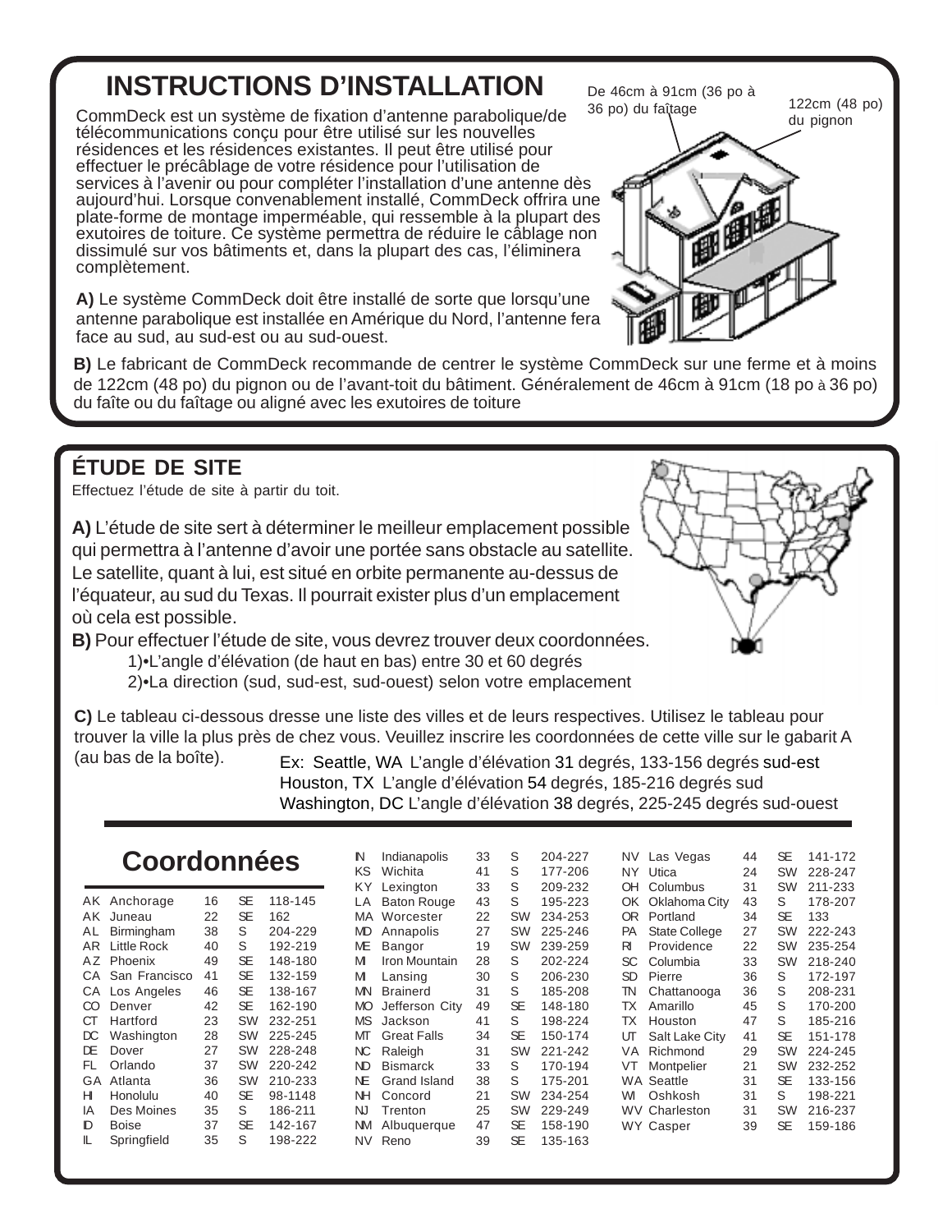# INSTRUCTIONS D'INSTALLATION

De 46cm à 91cm (36 po à 36 po) du faîtage

122cm (48 po) du pignon

CommDeck est un système de fixation d'antenne parabolique/de télécommunications conçu pour être utilisé sur les nouvelles résidences et les résidences existantes. Il peut être utilisé pour effectuer le précâblage de votre résidence pour l'utilisation de services à l'avenir ou pour compléter l'installation d'une antenne dès aujourd'hui. Lorsque convenablement installé, CommDeck offrira une plate-forme de montage imperméable, qui ressemble à la plupart des exutoires de toiture. Ce système permettra de réduire le câblage non dissimulé sur vos bâtiments et, dans la plupart des cas, l'éliminera complètement.

**A)** Le système CommDeck doit être installé de sorte que lorsqu'une antenne parabolique est installée en Amérique du Nord, l'antenne fera face au sud, au sud-est ou au sud-ouest.

**B)** Le fabricant de CommDeck recommande de centrer le système CommDeck sur une ferme et à moins de 122cm (48 po) du pignon ou de l'avant-toit du bâtiment. Généralement de 46cm à 91cm (18 po à 36 po) du faîte ou du faîtage ou aligné avec les exutoires de toiture

## ÉTUDE DE SITE

Effectuez l'étude de site à partir du toit.

**A)** L'étude de site sert à déterminer le meilleur emplacement possible qui permettra à l'antenne d'avoir une portée sans obstacle au satellite. Le satellite, quant à lui, est situé en orbite permanente au-dessus de l'équateur, au sud du Texas. Il pourrait exister plus d'un emplacement où cela est possible.

**B)** Pour effectuer l'étude de site, vous devrez trouver deux coordonnées.

1)•L'angle d'élévation (de haut en bas) entre 30 et 60 degrés
2)•La direction (sud, sud-est, sud-ouest) selon votre emplacement

**C)** Le tableau ci-dessous dresse une liste des villes et de leurs respectives. Utilisez le tableau pour trouver la ville la plus près de chez vous. Veuillez inscrire les coordonnées de cette ville sur le gabarit A (au bas de la boîte).

Ex: Seattle, WA L'angle d'élévation 31 degrés, 133-156 degrés sud-est
Houston, TX L'angle d'élévation 54 degrés, 185-216 degrés sud
Washington, DC L'angle d'élévation 38 degrés, 225-245 degrés sud-ouest

## Coordonnées

| | | | | |
|---|---|---|---|---|
| AK | Anchorage | 16 | SE | 118-145 |
| AK | Juneau | 22 | SE | 162 |
| AL | Birmingham | 38 | S | 204-229 |
| AR | Little Rock | 40 | S | 192-219 |
| AZ | Phoenix | 49 | SE | 148-180 |
| CA | San Francisco | 41 | SE | 132-159 |
| CA | Los Angeles | 46 | SE | 138-167 |
| CO | Denver | 42 | SE | 162-190 |
| CT | Hartford | 23 | SW | 232-251 |
| DC | Washington | 28 | SW | 225-245 |
| DE | Dover | 27 | SW | 228-248 |
| FL | Orlando | 37 | SW | 220-242 |
| GA | Atlanta | 36 | SW | 210-233 |
| HI | Honolulu | 40 | SE | 98-1148 |
| IA | Des Moines | 35 | S | 186-211 |
| ID | Boise | 37 | SE | 142-167 |
| IL | Springfield | 35 | S | 198-222 |
| IN | Indianapolis | 33 | S | 204-227 |
| KS | Wichita | 41 | S | 177-206 |
| KY | Lexington | 33 | S | 209-232 |
| LA | Baton Rouge | 43 | S | 195-223 |
| MA | Worcester | 22 | SW | 234-253 |
| MD | Annapolis | 27 | SW | 225-246 |
| ME | Bangor | 19 | SW | 239-259 |
| MI | Iron Mountain | 28 | S | 202-224 |
| MI | Lansing | 30 | S | 206-230 |
| MN | Brainerd | 31 | S | 185-208 |
| MO | Jefferson City | 49 | SE | 148-180 |
| MS | Jackson | 41 | S | 198-224 |
| MT | Great Falls | 34 | SE | 150-174 |
| NC | Raleigh | 31 | SW | 221-242 |
| ND | Bismarck | 33 | S | 170-194 |
| NE | Grand Island | 38 | S | 175-201 |
| NH | Concord | 21 | SW | 234-254 |
| NJ | Trenton | 25 | SW | 229-249 |
| NM | Albuquerque | 47 | SE | 158-190 |
| NV | Reno | 39 | SE | 135-163 |
| NV | Las Vegas | 44 | SE | 141-172 |
| NY | Utica | 24 | SW | 228-247 |
| OH | Columbus | 31 | SW | 211-233 |
| OK | Oklahoma City | 43 | S | 178-207 |
| OR | Portland | 34 | SE | 133 |
| PA | State College | 27 | SW | 222-243 |
| RI | Providence | 22 | SW | 235-254 |
| SC | Columbia | 33 | SW | 218-240 |
| SD | Pierre | 36 | S | 172-197 |
| TN | Chattanooga | 36 | S | 208-231 |
| TX | Amarillo | 45 | S | 170-200 |
| TX | Houston | 47 | S | 185-216 |
| UT | Salt Lake City | 41 | SE | 151-178 |
| VA | Richmond | 29 | SW | 224-245 |
| VT | Montpelier | 21 | SW | 232-252 |
| WA | Seattle | 31 | SE | 133-156 |
| WI | Oshkosh | 31 | S | 198-221 |
| WV | Charleston | 31 | SW | 216-237 |
| WY | Casper | 39 | SE | 159-186 |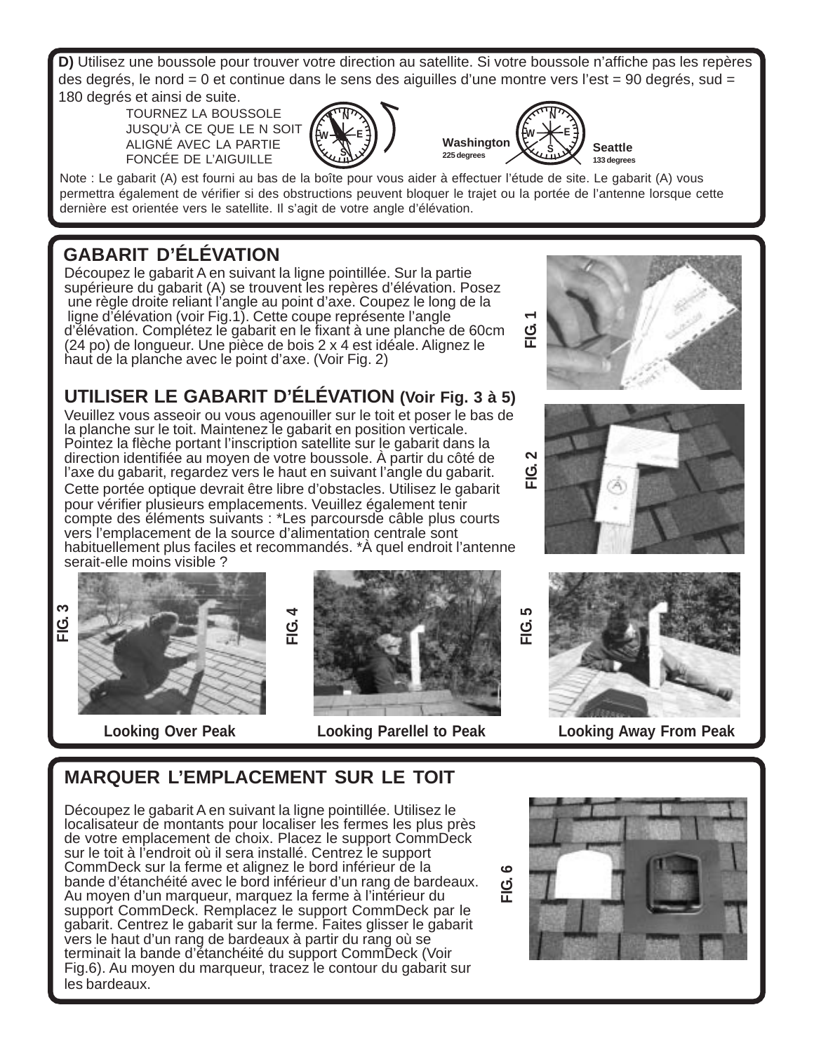**D)** Utilisez une boussole pour trouver votre direction au satellite. Si votre boussole n'affiche pas les repères des degrés, le nord = 0 et continue dans le sens des aiguilles d'une montre vers l'est = 90 degrés, sud = 180 degrés et ainsi de suite.

TOURNEZ LA BOUSSOLE JUSQU'À CE QUE LE N SOIT ALIGNÉ AVEC LA PARTIE FONCÉE DE L'AIGUILLE

Washington 225 degrees

Seattle 133 degrees

Note : Le gabarit (A) est fourni au bas de la boîte pour vous aider à effectuer l'étude de site. Le gabarit (A) vous permettra également de vérifier si des obstructions peuvent bloquer le trajet ou la portée de l'antenne lorsque cette dernière est orientée vers le satellite. Il s'agit de votre angle d'élévation.

## GABARIT D'ÉLÉVATION

Découpez le gabarit A en suivant la ligne pointillée. Sur la partie supérieure du gabarit (A) se trouvent les repères d'élévation. Posez une règle droite reliant l'angle au point d'axe. Coupez le long de la ligne d'élévation (voir Fig.1). Cette coupe représente l'angle d'élévation. Complétez le gabarit en le fixant à une planche de 60cm (24 po) de longueur. Une pièce de bois 2 x 4 est idéale. Alignez le haut de la planche avec le point d'axe. (Voir Fig. 2)

FIG. 1

FIG. 2

## UTILISER LE GABARIT D'ÉLÉVATION (Voir Fig. 3 à 5)

Veuillez vous asseoir ou vous agenouiller sur le toit et poser le bas de la planche sur le toit. Maintenez le gabarit en position verticale. Pointez la flèche portant l'inscription satellite sur le gabarit dans la direction identifiée au moyen de votre boussole. À partir du côté de l'axe du gabarit, regardez vers le haut en suivant l'angle du gabarit. Cette portée optique devrait être libre d'obstacles. Utilisez le gabarit pour vérifier plusieurs emplacements. Veuillez également tenir compte des éléments suivants : *Les parcoursde câble plus courts vers l'emplacement de la source d'alimentation centrale sont habituellement plus faciles et recommandés. *À quel endroit l'antenne serait-elle moins visible ?

FIG. 3 — Looking Over Peak

FIG. 4 — Looking Parellel to Peak

FIG. 5 — Looking Away From Peak

## MARQUER L'EMPLACEMENT SUR LE TOIT

Découpez le gabarit A en suivant la ligne pointillée. Utilisez le localisateur de montants pour localiser les fermes les plus près de votre emplacement de choix. Placez le support CommDeck sur le toit à l'endroit où il sera installé. Centrez le support CommDeck sur la ferme et alignez le bord inférieur de la bande d'étanchéité avec le bord inférieur d'un rang de bardeaux. Au moyen d'un marqueur, marquez la ferme à l'intérieur du support CommDeck. Remplacez le support CommDeck par le gabarit. Centrez le gabarit sur la ferme. Faites glisser le gabarit vers le haut d'un rang de bardeaux à partir du rang où se terminait la bande d'étanchéité du support CommDeck (Voir Fig.6). Au moyen du marqueur, tracez le contour du gabarit sur les bardeaux.

FIG. 6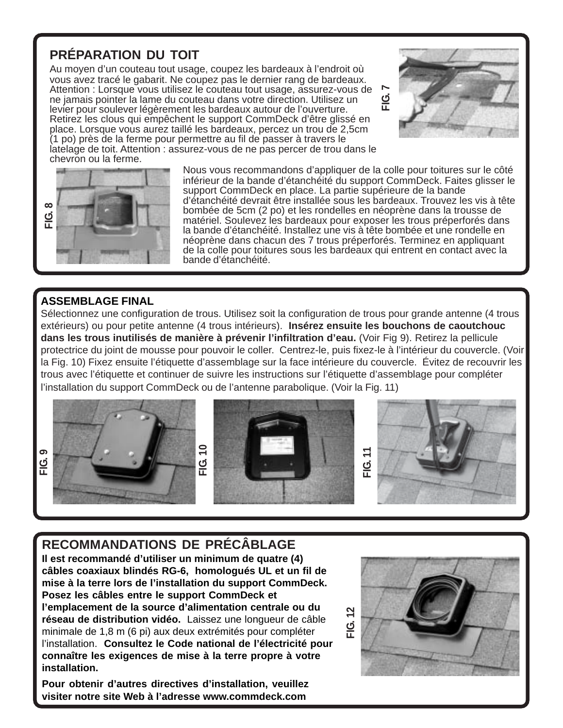## PRÉPARATION DU TOIT

Au moyen d'un couteau tout usage, coupez les bardeaux à l'endroit où vous avez tracé le gabarit. Ne coupez pas le dernier rang de bardeaux. Attention : Lorsque vous utilisez le couteau tout usage, assurez-vous de ne jamais pointer la lame du couteau dans votre direction. Utilisez un levier pour soulever légèrement les bardeaux autour de l'ouverture. Retirez les clous qui empêchent le support CommDeck d'être glissé en place. Lorsque vous aurez taillé les bardeaux, percez un trou de 2,5cm (1 po) près de la ferme pour permettre au fil de passer à travers le latelage de toit. Attention : assurez-vous de ne pas percer de trou dans le chevron ou la ferme.

FIG. 7

FIG. 8

Nous vous recommandons d'appliquer de la colle pour toitures sur le côté inférieur de la bande d'étanchéité du support CommDeck. Faites glisser le support CommDeck en place. La partie supérieure de la bande d'étanchéité devrait être installée sous les bardeaux. Trouvez les vis à tête bombée de 5cm (2 po) et les rondelles en néoprène dans la trousse de matériel. Soulevez les bardeaux pour exposer les trous préperforés dans la bande d'étanchéité. Installez une vis à tête bombée et une rondelle en néoprène dans chacun des 7 trous préperforés. Terminez en appliquant de la colle pour toitures sous les bardeaux qui entrent en contact avec la bande d'étanchéité.

## ASSEMBLAGE FINAL

Sélectionnez une configuration de trous. Utilisez soit la configuration de trous pour grande antenne (4 trous extérieurs) ou pour petite antenne (4 trous intérieurs). **Insérez ensuite les bouchons de caoutchouc dans les trous inutilisés de manière à prévenir l'infiltration d'eau.** (Voir Fig 9). Retirez la pellicule protectrice du joint de mousse pour pouvoir le coller. Centrez-le, puis fixez-le à l'intérieur du couvercle. (Voir la Fig. 10) Fixez ensuite l'étiquette d'assemblage sur la face intérieure du couvercle. Évitez de recouvrir les trous avec l'étiquette et continuer de suivre les instructions sur l'étiquette d'assemblage pour compléter l'installation du support CommDeck ou de l'antenne parabolique. (Voir la Fig. 11)

FIG. 9

FIG. 10

FIG. 11

## RECOMMANDATIONS DE PRÉCÂBLAGE

**Il est recommandé d'utiliser un minimum de quatre (4) câbles coaxiaux blindés RG-6, homologués UL et un fil de mise à la terre lors de l'installation du support CommDeck. Posez les câbles entre le support CommDeck et l'emplacement de la source d'alimentation centrale ou du réseau de distribution vidéo.** Laissez une longueur de câble minimale de 1,8 m (6 pi) aux deux extrémités pour compléter l'installation. **Consultez le Code national de l'électricité pour connaître les exigences de mise à la terre propre à votre installation.**

FIG. 12

**Pour obtenir d'autres directives d'installation, veuillez visiter notre site Web à l'adresse www.commdeck.com**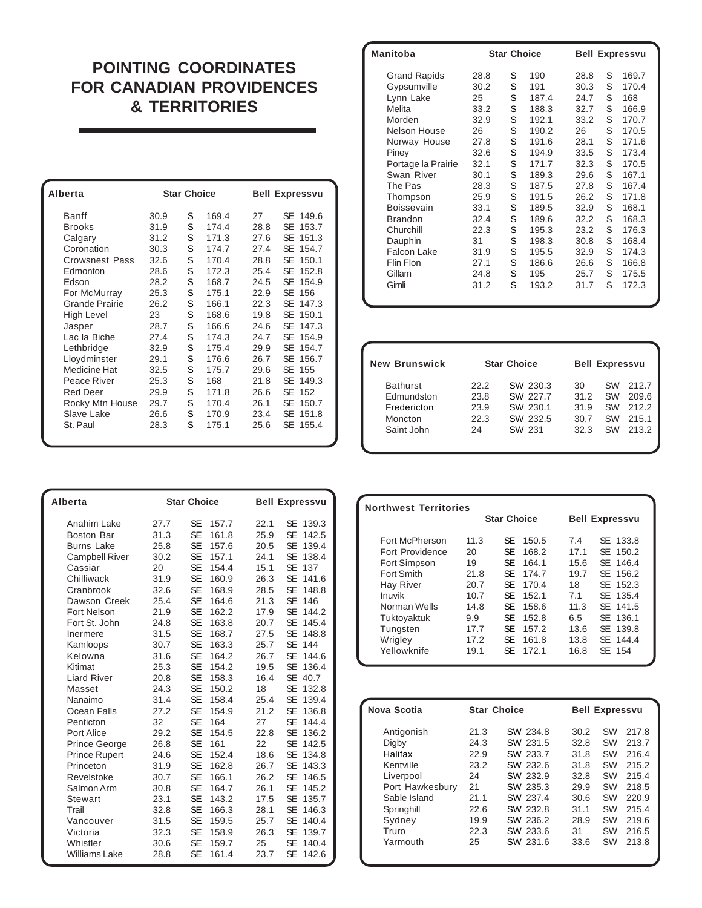# POINTING COORDINATES FOR CANADIAN PROVIDENCES & TERRITORIES

| Alberta | Star Choice | | | Bell Expressvu | | |
|---|---|---|---|---|---|---|
| Banff | 30.9 | S | 169.4 | 27 | SE | 149.6 |
| Brooks | 31.9 | S | 174.4 | 28.8 | SE | 153.7 |
| Calgary | 31.2 | S | 171.3 | 27.6 | SE | 151.3 |
| Coronation | 30.3 | S | 174.7 | 27.4 | SE | 154.7 |
| Crowsnest Pass | 32.6 | S | 170.4 | 28.8 | SE | 150.1 |
| Edmonton | 28.6 | S | 172.3 | 25.4 | SE | 152.8 |
| Edson | 28.2 | S | 168.7 | 24.5 | SE | 154.9 |
| For McMurray | 25.3 | S | 175.1 | 22.9 | SE | 156 |
| Grande Prairie | 26.2 | S | 166.1 | 22.3 | SE | 147.3 |
| High Level | 23 | S | 168.6 | 19.8 | SE | 150.1 |
| Jasper | 28.7 | S | 166.6 | 24.6 | SE | 147.3 |
| Lac la Biche | 27.4 | S | 174.3 | 24.7 | SE | 154.9 |
| Lethbridge | 32.9 | S | 175.4 | 29.9 | SE | 154.7 |
| Lloydminster | 29.1 | S | 176.6 | 26.7 | SE | 156.7 |
| Medicine Hat | 32.5 | S | 175.7 | 29.6 | SE | 155 |
| Peace River | 25.3 | S | 168 | 21.8 | SE | 149.3 |
| Red Deer | 29.9 | S | 171.8 | 26.6 | SE | 152 |
| Rocky Mtn House | 29.7 | S | 170.4 | 26.1 | SE | 150.7 |
| Slave Lake | 26.6 | S | 170.9 | 23.4 | SE | 151.8 |
| St. Paul | 28.3 | S | 175.1 | 25.6 | SE | 155.4 |

| Alberta | Star Choice | | | Bell Expressvu | | |
|---|---|---|---|---|---|---|
| Anahim Lake | 27.7 | SE | 157.7 | 22.1 | SE | 139.3 |
| Boston Bar | 31.3 | SE | 161.8 | 25.9 | SE | 142.5 |
| Burns Lake | 25.8 | SE | 157.6 | 20.5 | SE | 139.4 |
| Campbell River | 30.2 | SE | 157.1 | 24.1 | SE | 138.4 |
| Cassiar | 20 | SE | 154.4 | 15.1 | SE | 137 |
| Chilliwack | 31.9 | SE | 160.9 | 26.3 | SE | 141.6 |
| Cranbrook | 32.6 | SE | 168.9 | 28.5 | SE | 148.8 |
| Dawson Creek | 25.4 | SE | 164.6 | 21.3 | SE | 146 |
| Fort Nelson | 21.9 | SE | 162.2 | 17.9 | SE | 144.2 |
| Fort St. John | 24.8 | SE | 163.8 | 20.7 | SE | 145.4 |
| Inermere | 31.5 | SE | 168.7 | 27.5 | SE | 148.8 |
| Kamloops | 30.7 | SE | 163.3 | 25.7 | SE | 144 |
| Kelowna | 31.6 | SE | 164.2 | 26.7 | SE | 144.6 |
| Kitimat | 25.3 | SE | 154.2 | 19.5 | SE | 136.4 |
| Liard River | 20.8 | SE | 158.3 | 16.4 | SE | 40.7 |
| Masset | 24.3 | SE | 150.2 | 18 | SE | 132.8 |
| Nanaimo | 31.4 | SE | 158.4 | 25.4 | SE | 139.4 |
| Ocean Falls | 27.2 | SE | 154.9 | 21.2 | SE | 136.8 |
| Penticton | 32 | SE | 164 | 27 | SE | 144.4 |
| Port Alice | 29.2 | SE | 154.5 | 22.8 | SE | 136.2 |
| Prince George | 26.8 | SE | 161 | 22 | SE | 142.5 |
| Prince Rupert | 24.6 | SE | 152.4 | 18.6 | SE | 134.8 |
| Princeton | 31.9 | SE | 162.8 | 26.7 | SE | 143.3 |
| Revelstoke | 30.7 | SE | 166.1 | 26.2 | SE | 146.5 |
| Salmon Arm | 30.8 | SE | 164.7 | 26.1 | SE | 145.2 |
| Stewart | 23.1 | SE | 143.2 | 17.5 | SE | 135.7 |
| Trail | 32.8 | SE | 166.3 | 28.1 | SE | 146.3 |
| Vancouver | 31.5 | SE | 159.5 | 25.7 | SE | 140.4 |
| Victoria | 32.3 | SE | 158.9 | 26.3 | SE | 139.7 |
| Whistler | 30.6 | SE | 159.7 | 25 | SE | 140.4 |
| Williams Lake | 28.8 | SE | 161.4 | 23.7 | SE | 142.6 |

| Manitoba | Star Choice | | | Bell Expressvu | | |
|---|---|---|---|---|---|---|
| Grand Rapids | 28.8 | S | 190 | 28.8 | S | 169.7 |
| Gypsumville | 30.2 | S | 191 | 30.3 | S | 170.4 |
| Lynn Lake | 25 | S | 187.4 | 24.7 | S | 168 |
| Melita | 33.2 | S | 188.3 | 32.7 | S | 166.9 |
| Morden | 32.9 | S | 192.1 | 33.2 | S | 170.7 |
| Nelson House | 26 | S | 190.2 | 26 | S | 170.5 |
| Norway House | 27.8 | S | 191.6 | 28.1 | S | 171.6 |
| Piney | 32.6 | S | 194.9 | 33.5 | S | 173.4 |
| Portage la Prairie | 32.1 | S | 171.7 | 32.3 | S | 170.5 |
| Swan River | 30.1 | S | 189.3 | 29.6 | S | 167.1 |
| The Pas | 28.3 | S | 187.5 | 27.8 | S | 167.4 |
| Thompson | 25.9 | S | 191.5 | 26.2 | S | 171.8 |
| Boissevain | 33.1 | S | 189.5 | 32.9 | S | 168.1 |
| Brandon | 32.4 | S | 189.6 | 32.2 | S | 168.3 |
| Churchill | 22.3 | S | 195.3 | 23.2 | S | 176.3 |
| Dauphin | 31 | S | 198.3 | 30.8 | S | 168.4 |
| Falcon Lake | 31.9 | S | 195.5 | 32.9 | S | 174.3 |
| Flin Flon | 27.1 | S | 186.6 | 26.6 | S | 166.8 |
| Gillam | 24.8 | S | 195 | 25.7 | S | 175.5 |
| Gimli | 31.2 | S | 193.2 | 31.7 | S | 172.3 |

| New Brunswick | Star Choice | | | Bell Expressvu | | |
|---|---|---|---|---|---|---|
| Bathurst | 22.2 | SW | 230.3 | 30 | SW | 212.7 |
| Edmundston | 23.8 | SW | 227.7 | 31.2 | SW | 209.6 |
| Fredericton | 23.9 | SW | 230.1 | 31.9 | SW | 212.2 |
| Moncton | 22.3 | SW | 232.5 | 30.7 | SW | 215.1 |
| Saint John | 24 | SW | 231 | 32.3 | SW | 213.2 |

| Northwest Territories | Star Choice | | | Bell Expressvu | | |
|---|---|---|---|---|---|---|
| Fort McPherson | 11.3 | SE | 150.5 | 7.4 | SE | 133.8 |
| Fort Providence | 20 | SE | 168.2 | 17.1 | SE | 150.2 |
| Fort Simpson | 19 | SE | 164.1 | 15.6 | SE | 146.4 |
| Fort Smith | 21.8 | SE | 174.7 | 19.7 | SE | 156.2 |
| Hay River | 20.7 | SE | 170.4 | 18 | SE | 152.3 |
| Inuvik | 10.7 | SE | 152.1 | 7.1 | SE | 135.4 |
| Norman Wells | 14.8 | SE | 158.6 | 11.3 | SE | 141.5 |
| Tuktoyaktuk | 9.9 | SE | 152.8 | 6.5 | SE | 136.1 |
| Tungsten | 17.7 | SE | 157.2 | 13.6 | SE | 139.8 |
| Wrigley | 17.2 | SE | 161.8 | 13.8 | SE | 144.4 |
| Yellowknife | 19.1 | SE | 172.1 | 16.8 | SE | 154 |

| Nova Scotia | Star Choice | | | Bell Expressvu | | |
|---|---|---|---|---|---|---|
| Antigonish | 21.3 | SW | 234.8 | 30.2 | SW | 217.8 |
| Digby | 24.3 | SW | 231.5 | 32.8 | SW | 213.7 |
| Halifax | 22.9 | SW | 233.7 | 31.8 | SW | 216.4 |
| Kentville | 23.2 | SW | 232.6 | 31.8 | SW | 215.2 |
| Liverpool | 24 | SW | 232.9 | 32.8 | SW | 215.4 |
| Port Hawkesbury | 21 | SW | 235.3 | 29.9 | SW | 218.5 |
| Sable Island | 21.1 | SW | 237.4 | 30.6 | SW | 220.9 |
| Springhill | 22.6 | SW | 232.8 | 31.1 | SW | 215.4 |
| Sydney | 19.9 | SW | 236.2 | 28.9 | SW | 219.6 |
| Truro | 22.3 | SW | 233.6 | 31 | SW | 216.5 |
| Yarmouth | 25 | SW | 231.6 | 33.6 | SW | 213.8 |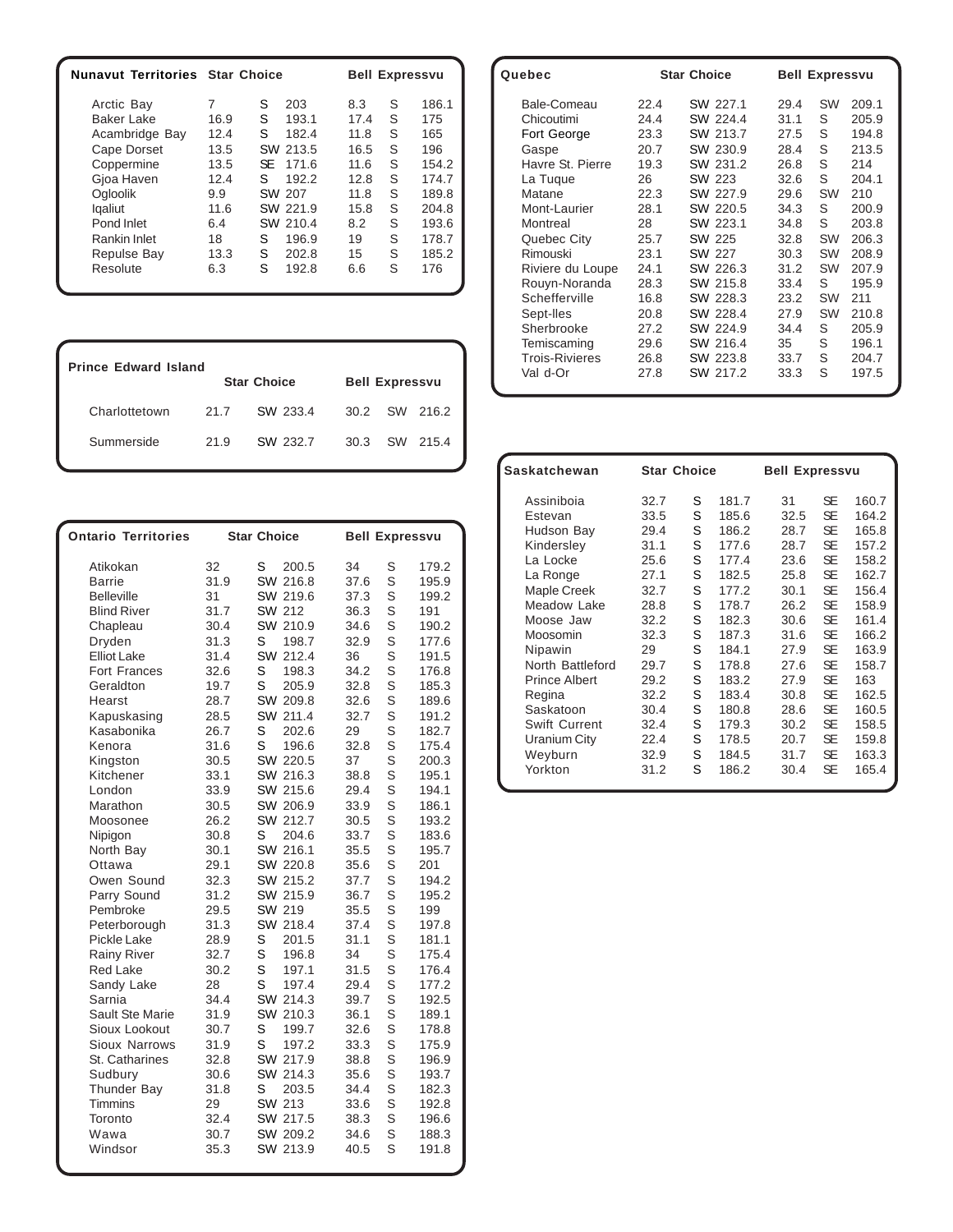| Nunavut Territories | Star Choice | | | Bell Expressvu | | |
|---|---|---|---|---|---|---|
| Arctic Bay | 7 | S | 203 | 8.3 | S | 186.1 |
| Baker Lake | 16.9 | S | 193.1 | 17.4 | S | 175 |
| Acambridge Bay | 12.4 | S | 182.4 | 11.8 | S | 165 |
| Cape Dorset | 13.5 | SW | 213.5 | 16.5 | S | 196 |
| Coppermine | 13.5 | SE | 171.6 | 11.6 | S | 154.2 |
| Gjoa Haven | 12.4 | S | 192.2 | 12.8 | S | 174.7 |
| Ogloolik | 9.9 | SW | 207 | 11.8 | S | 189.8 |
| Iqaliut | 11.6 | SW | 221.9 | 15.8 | S | 204.8 |
| Pond Inlet | 6.4 | SW | 210.4 | 8.2 | S | 193.6 |
| Rankin Inlet | 18 | S | 196.9 | 19 | S | 178.7 |
| Repulse Bay | 13.3 | S | 202.8 | 15 | S | 185.2 |
| Resolute | 6.3 | S | 192.8 | 6.6 | S | 176 |

| Prince Edward Island | Star Choice | | | Bell Expressvu | | |
|---|---|---|---|---|---|---|
| Charlottetown | 21.7 | SW | 233.4 | 30.2 | SW | 216.2 |
| Summerside | 21.9 | SW | 232.7 | 30.3 | SW | 215.4 |

| Ontario Territories | Star Choice | | | Bell Expressvu | | |
|---|---|---|---|---|---|---|
| Atikokan | 32 | S | 200.5 | 34 | S | 179.2 |
| Barrie | 31.9 | SW | 216.8 | 37.6 | S | 195.9 |
| Belleville | 31 | SW | 219.6 | 37.3 | S | 199.2 |
| Blind River | 31.7 | SW | 212 | 36.3 | S | 191 |
| Chapleau | 30.4 | SW | 210.9 | 34.6 | S | 190.2 |
| Dryden | 31.3 | S | 198.7 | 32.9 | S | 177.6 |
| Elliot Lake | 31.4 | SW | 212.4 | 36 | S | 191.5 |
| Fort Frances | 32.6 | S | 198.3 | 34.2 | S | 176.8 |
| Geraldton | 19.7 | S | 205.9 | 32.8 | S | 185.3 |
| Hearst | 28.7 | SW | 209.8 | 32.6 | S | 189.6 |
| Kapuskasing | 28.5 | SW | 211.4 | 32.7 | S | 191.2 |
| Kasabonika | 26.7 | S | 202.6 | 29 | S | 182.7 |
| Kenora | 31.6 | S | 196.6 | 32.8 | S | 175.4 |
| Kingston | 30.5 | SW | 220.5 | 37 | S | 200.3 |
| Kitchener | 33.1 | SW | 216.3 | 38.8 | S | 195.1 |
| London | 33.9 | SW | 215.6 | 29.4 | S | 194.1 |
| Marathon | 30.5 | SW | 206.9 | 33.9 | S | 186.1 |
| Moosonee | 26.2 | SW | 212.7 | 30.5 | S | 193.2 |
| Nipigon | 30.8 | S | 204.6 | 33.7 | S | 183.6 |
| North Bay | 30.1 | SW | 216.1 | 35.5 | S | 195.7 |
| Ottawa | 29.1 | SW | 220.8 | 35.6 | S | 201 |
| Owen Sound | 32.3 | SW | 215.2 | 37.7 | S | 194.2 |
| Parry Sound | 31.2 | SW | 215.9 | 36.7 | S | 195.2 |
| Pembroke | 29.5 | SW | 219 | 35.5 | S | 199 |
| Peterborough | 31.3 | SW | 218.4 | 37.4 | S | 197.8 |
| Pickle Lake | 28.9 | S | 201.5 | 31.1 | S | 181.1 |
| Rainy River | 32.7 | S | 196.8 | 34 | S | 175.4 |
| Red Lake | 30.2 | S | 197.1 | 31.5 | S | 176.4 |
| Sandy Lake | 28 | S | 197.4 | 29.4 | S | 177.2 |
| Sarnia | 34.4 | SW | 214.3 | 39.7 | S | 192.5 |
| Sault Ste Marie | 31.9 | SW | 210.3 | 36.1 | S | 189.1 |
| Sioux Lookout | 30.7 | S | 199.7 | 32.6 | S | 178.8 |
| Sioux Narrows | 31.9 | S | 197.2 | 33.3 | S | 175.9 |
| St. Catharines | 32.8 | SW | 217.9 | 38.8 | S | 196.9 |
| Sudbury | 30.6 | SW | 214.3 | 35.6 | S | 193.7 |
| Thunder Bay | 31.8 | S | 203.5 | 34.4 | S | 182.3 |
| Timmins | 29 | SW | 213 | 33.6 | S | 192.8 |
| Toronto | 32.4 | SW | 217.5 | 38.3 | S | 196.6 |
| Wawa | 30.7 | SW | 209.2 | 34.6 | S | 188.3 |
| Windsor | 35.3 | SW | 213.9 | 40.5 | S | 191.8 |

| Quebec | Star Choice | | | Bell Expressvu | | |
|---|---|---|---|---|---|---|
| Bale-Comeau | 22.4 | SW | 227.1 | 29.4 | SW | 209.1 |
| Chicoutimi | 24.4 | SW | 224.4 | 31.1 | S | 205.9 |
| Fort George | 23.3 | SW | 213.7 | 27.5 | S | 194.8 |
| Gaspe | 20.7 | SW | 230.9 | 28.4 | S | 213.5 |
| Havre St. Pierre | 19.3 | SW | 231.2 | 26.8 | S | 214 |
| La Tuque | 26 | SW | 223 | 32.6 | S | 204.1 |
| Matane | 22.3 | SW | 227.9 | 29.6 | SW | 210 |
| Mont-Laurier | 28.1 | SW | 220.5 | 34.3 | S | 200.9 |
| Montreal | 28 | SW | 223.1 | 34.8 | S | 203.8 |
| Quebec City | 25.7 | SW | 225 | 32.8 | SW | 206.3 |
| Rimouski | 23.1 | SW | 227 | 30.3 | SW | 208.9 |
| Riviere du Loupe | 24.1 | SW | 226.3 | 31.2 | SW | 207.9 |
| Rouyn-Noranda | 28.3 | SW | 215.8 | 33.4 | S | 195.9 |
| Schefferville | 16.8 | SW | 228.3 | 23.2 | SW | 211 |
| Sept-Iles | 20.8 | SW | 228.4 | 27.9 | SW | 210.8 |
| Sherbrooke | 27.2 | SW | 224.9 | 34.4 | S | 205.9 |
| Temiscaming | 29.6 | SW | 216.4 | 35 | S | 196.1 |
| Trois-Rivieres | 26.8 | SW | 223.8 | 33.7 | S | 204.7 |
| Val d-Or | 27.8 | SW | 217.2 | 33.3 | S | 197.5 |

| Saskatchewan | Star Choice | | | Bell Expressvu | | |
|---|---|---|---|---|---|---|
| Assiniboia | 32.7 | S | 181.7 | 31 | SE | 160.7 |
| Estevan | 33.5 | S | 185.6 | 32.5 | SE | 164.2 |
| Hudson Bay | 29.4 | S | 186.2 | 28.7 | SE | 165.8 |
| Kindersley | 31.1 | S | 177.6 | 28.7 | SE | 157.2 |
| La Locke | 25.6 | S | 177.4 | 23.6 | SE | 158.2 |
| La Ronge | 27.1 | S | 182.5 | 25.8 | SE | 162.7 |
| Maple Creek | 32.7 | S | 177.2 | 30.1 | SE | 156.4 |
| Meadow Lake | 28.8 | S | 178.7 | 26.2 | SE | 158.9 |
| Moose Jaw | 32.2 | S | 182.3 | 30.6 | SE | 161.4 |
| Moosomin | 32.3 | S | 187.3 | 31.6 | SE | 166.2 |
| Nipawin | 29 | S | 184.1 | 27.9 | SE | 163.9 |
| North Battleford | 29.7 | S | 178.8 | 27.6 | SE | 158.7 |
| Prince Albert | 29.2 | S | 183.2 | 27.9 | SE | 163 |
| Regina | 32.2 | S | 183.4 | 30.8 | SE | 162.5 |
| Saskatoon | 30.4 | S | 180.8 | 28.6 | SE | 160.5 |
| Swift Current | 32.4 | S | 179.3 | 30.2 | SE | 158.5 |
| Uranium City | 22.4 | S | 178.5 | 20.7 | SE | 159.8 |
| Weyburn | 32.9 | S | 184.5 | 31.7 | SE | 163.3 |
| Yorkton | 31.2 | S | 186.2 | 30.4 | SE | 165.4 |